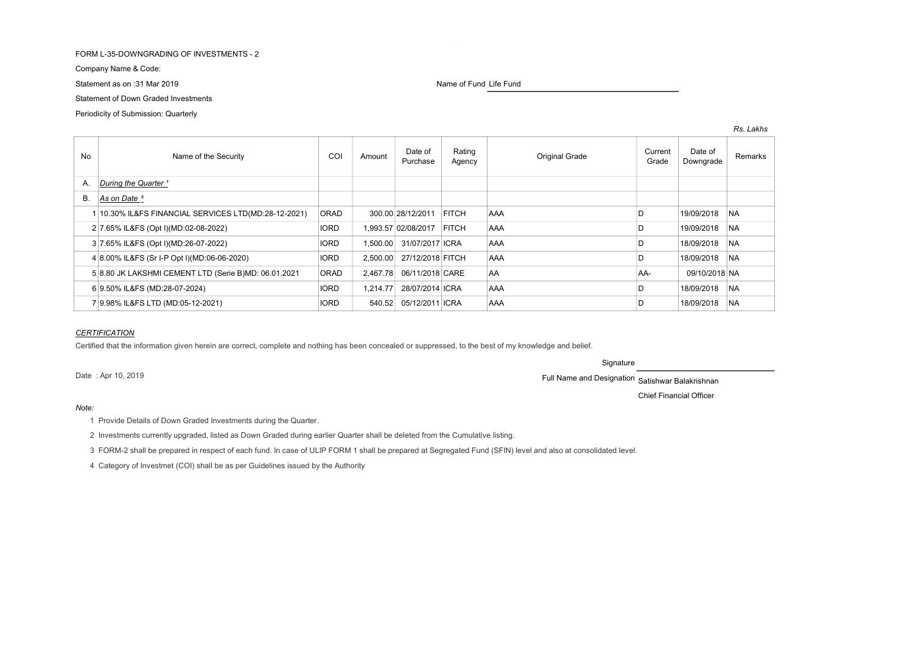FORM L-35-DOWNGRADING OF INVESTMENTS - 2

Company Name & Code:

Statement as on :31 Mar 2019

Name of Fund Life Fund

Statement of Down Graded Investments

Periodicity of Submission: Quarterly

*Rs. Lakhs*

| No | Name of the Security | COI | Amount | Date of Purchase | Rating Agency | Original Grade | Current Grade | Date of Downgrade | Remarks |
|---|---|---|---|---|---|---|---|---|---|
| A. | *During the Quarter* [1] | | | | | | | | |
| B. | *As on Date* [2] | | | | | | | | |
| 1 | 10.30% IL&FS FINANCIAL SERVICES LTD(MD:28-12-2021) | ORAD | 300.00 | 28/12/2011 | FITCH | AAA | D | 19/09/2018 | NA |
| 2 | 7.65% IL&FS (Opt I)(MD:02-08-2022) | IORD | 1,993.57 | 02/08/2017 | FITCH | AAA | D | 19/09/2018 | NA |
| 3 | 7.65% IL&FS (Opt I)(MD:26-07-2022) | IORD | 1,500.00 | 31/07/2017 | ICRA | AAA | D | 18/09/2018 | NA |
| 4 | 8.00% IL&FS (Sr I-P Opt I)(MD:06-06-2020) | IORD | 2,500.00 | 27/12/2018 | FITCH | AAA | D | 18/09/2018 | NA |
| 5 | 8.80 JK LAKSHMI CEMENT LTD (Serie B)MD: 06.01.2021 | ORAD | 2,467.78 | 06/11/2018 | CARE | AA | AA- | 09/10/2018 | NA |
| 6 | 9.50% IL&FS (MD:28-07-2024) | IORD | 1,214.77 | 28/07/2014 | ICRA | AAA | D | 18/09/2018 | NA |
| 7 | 9.98% IL&FS LTD (MD:05-12-2021) | IORD | 540.52 | 05/12/2011 | ICRA | AAA | D | 18/09/2018 | NA |

*CERTIFICATION*

Certified that the information given herein are correct, complete and nothing has been concealed or suppressed, to the best of my knowledge and belief.

Signature

Date : Apr 10, 2019

Full Name and Designation Satishwar Balakrishnan

Chief Financial Officer

*Note:*

1 Provide Details of Down Graded Investments during the Quarter.

2 Investments currently upgraded, listed as Down Graded during earlier Quarter shall be deleted from the Cumulative listing.

3 FORM-2 shall be prepared in respect of each fund. In case of ULIP FORM 1 shall be prepared at Segregated Fund (SFIN) level and also at consolidated level.

4 Category of Investmet (COI) shall be as per Guidelines issued by the Authority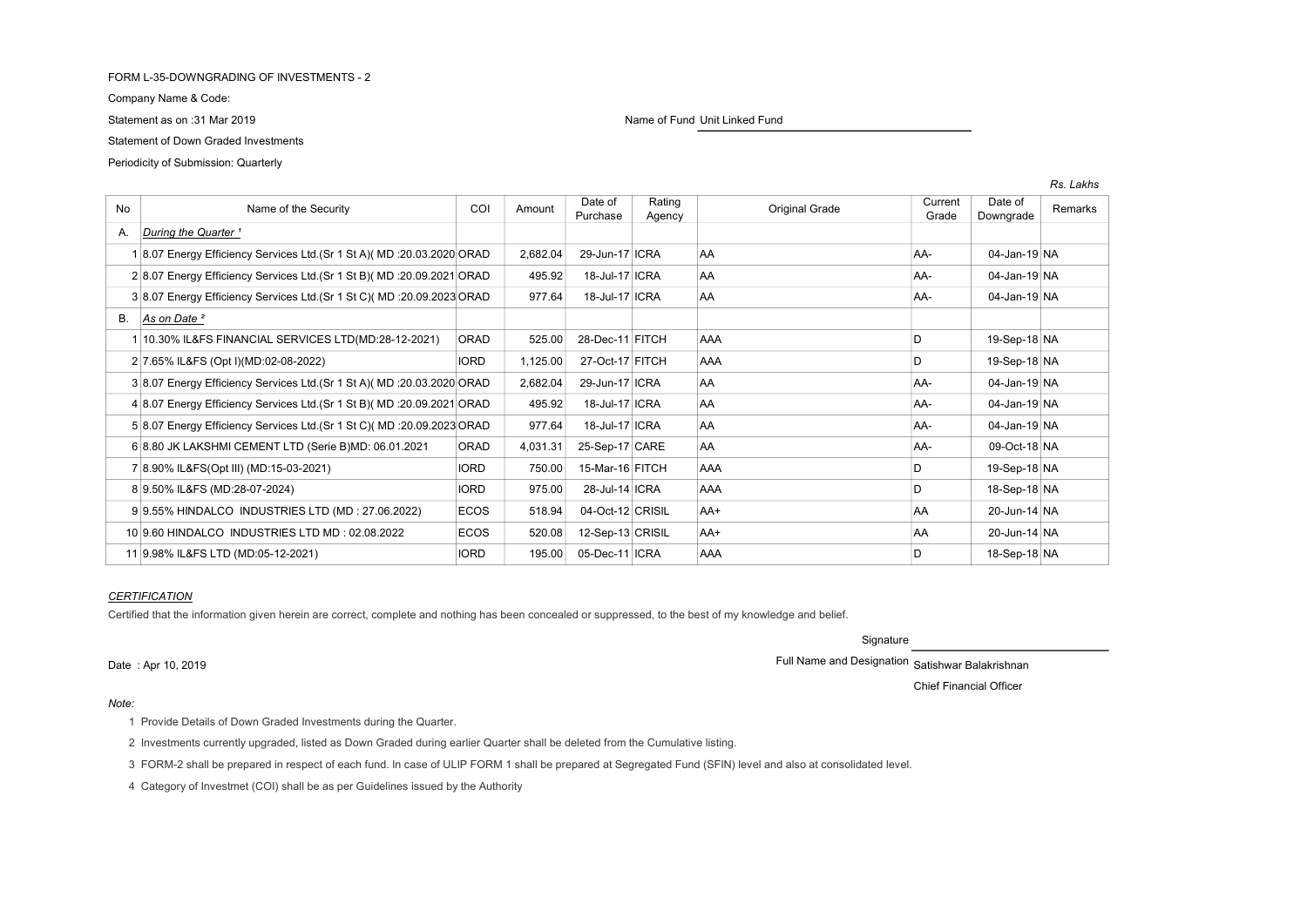FORM L-35-DOWNGRADING OF INVESTMENTS - 2

Company Name & Code:

Statement as on :31 Mar 2019

Name of Fund Unit Linked Fund

Statement of Down Graded Investments

Periodicity of Submission: Quarterly

*Rs. Lakhs*

| No | Name of the Security | COI | Amount | Date of Purchase | Rating Agency | Original Grade | Current Grade | Date of Downgrade | Remarks |
|---|---|---|---|---|---|---|---|---|---|
| A. | *During the Quarter [1]* | | | | | | | | |
| 1 | 8.07 Energy Efficiency Services Ltd.(Sr 1 St A)( MD :20.03.2020 | ORAD | 2,682.04 | 29-Jun-17 | ICRA | AA | AA- | 04-Jan-19 | NA |
| 2 | 8.07 Energy Efficiency Services Ltd.(Sr 1 St B)( MD :20.09.2021 | ORAD | 495.92 | 18-Jul-17 | ICRA | AA | AA- | 04-Jan-19 | NA |
| 3 | 8.07 Energy Efficiency Services Ltd.(Sr 1 St C)( MD :20.09.2023 | ORAD | 977.64 | 18-Jul-17 | ICRA | AA | AA- | 04-Jan-19 | NA |
| B. | *As on Date [2]* | | | | | | | | |
| 1 | 10.30% IL&FS FINANCIAL SERVICES LTD(MD:28-12-2021) | ORAD | 525.00 | 28-Dec-11 | FITCH | AAA | D | 19-Sep-18 | NA |
| 2 | 7.65% IL&FS (Opt I)(MD:02-08-2022) | IORD | 1,125.00 | 27-Oct-17 | FITCH | AAA | D | 19-Sep-18 | NA |
| 3 | 8.07 Energy Efficiency Services Ltd.(Sr 1 St A)( MD :20.03.2020 | ORAD | 2,682.04 | 29-Jun-17 | ICRA | AA | AA- | 04-Jan-19 | NA |
| 4 | 8.07 Energy Efficiency Services Ltd.(Sr 1 St B)( MD :20.09.2021 | ORAD | 495.92 | 18-Jul-17 | ICRA | AA | AA- | 04-Jan-19 | NA |
| 5 | 8.07 Energy Efficiency Services Ltd.(Sr 1 St C)( MD :20.09.2023 | ORAD | 977.64 | 18-Jul-17 | ICRA | AA | AA- | 04-Jan-19 | NA |
| 6 | 8.80 JK LAKSHMI CEMENT LTD (Serie B)MD: 06.01.2021 | ORAD | 4,031.31 | 25-Sep-17 | CARE | AA | AA- | 09-Oct-18 | NA |
| 7 | 8.90% IL&FS(Opt III) (MD:15-03-2021) | IORD | 750.00 | 15-Mar-16 | FITCH | AAA | D | 19-Sep-18 | NA |
| 8 | 9.50% IL&FS (MD:28-07-2024) | IORD | 975.00 | 28-Jul-14 | ICRA | AAA | D | 18-Sep-18 | NA |
| 9 | 9.55% HINDALCO INDUSTRIES LTD (MD : 27.06.2022) | ECOS | 518.94 | 04-Oct-12 | CRISIL | AA+ | AA | 20-Jun-14 | NA |
| 10 | 9.60 HINDALCO INDUSTRIES LTD MD : 02.08.2022 | ECOS | 520.08 | 12-Sep-13 | CRISIL | AA+ | AA | 20-Jun-14 | NA |
| 11 | 9.98% IL&FS LTD (MD:05-12-2021) | IORD | 195.00 | 05-Dec-11 | ICRA | AAA | D | 18-Sep-18 | NA |

*CERTIFICATION*

Certified that the information given herein are correct, complete and nothing has been concealed or suppressed, to the best of my knowledge and belief.

Signature

Date : Apr 10, 2019

Full Name and Designation Satishwar Balakrishnan

Chief Financial Officer

*Note:*

1 Provide Details of Down Graded Investments during the Quarter.

2 Investments currently upgraded, listed as Down Graded during earlier Quarter shall be deleted from the Cumulative listing.

3 FORM-2 shall be prepared in respect of each fund. In case of ULIP FORM 1 shall be prepared at Segregated Fund (SFIN) level and also at consolidated level.

4 Category of Investmet (COI) shall be as per Guidelines issued by the Authority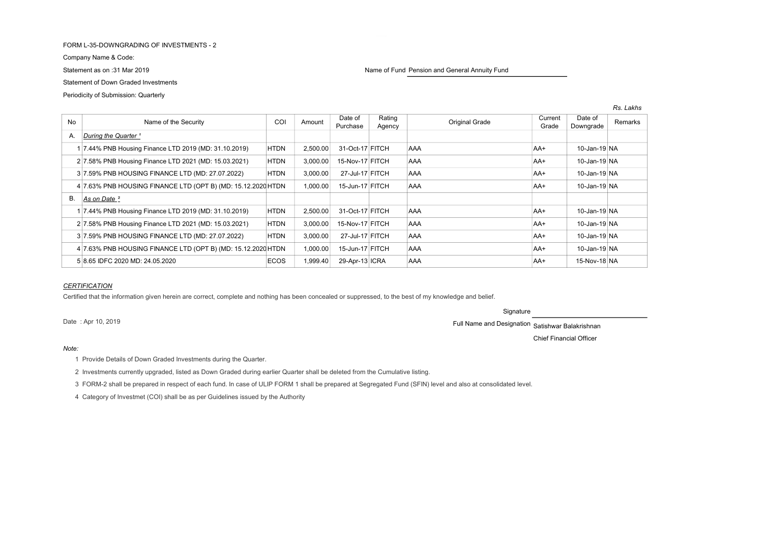FORM L-35-DOWNGRADING OF INVESTMENTS - 2

Company Name & Code:

Statement as on :31 Mar 2019

Name of Fund Pension and General Annuity Fund

Statement of Down Graded Investments

Periodicity of Submission: Quarterly

*Rs. Lakhs*

| No | Name of the Security | COI | Amount | Date of Purchase | Rating Agency | Original Grade | Current Grade | Date of Downgrade | Remarks |
|---|---|---|---|---|---|---|---|---|---|
| A. | *During the Quarter* [1] | | | | | | | | |
| 1 | 7.44% PNB Housing Finance LTD 2019 (MD: 31.10.2019) | HTDN | 2,500.00 | 31-Oct-17 | FITCH | AAA | AA+ | 10-Jan-19 | NA |
| 2 | 7.58% PNB Housing Finance LTD 2021 (MD: 15.03.2021) | HTDN | 3,000.00 | 15-Nov-17 | FITCH | AAA | AA+ | 10-Jan-19 | NA |
| 3 | 7.59% PNB HOUSING FINANCE LTD (MD: 27.07.2022) | HTDN | 3,000.00 | 27-Jul-17 | FITCH | AAA | AA+ | 10-Jan-19 | NA |
| 4 | 7.63% PNB HOUSING FINANCE LTD (OPT B) (MD: 15.12.2020 | HTDN | 1,000.00 | 15-Jun-17 | FITCH | AAA | AA+ | 10-Jan-19 | NA |
| B. | *As on Date* [2] | | | | | | | | |
| 1 | 7.44% PNB Housing Finance LTD 2019 (MD: 31.10.2019) | HTDN | 2,500.00 | 31-Oct-17 | FITCH | AAA | AA+ | 10-Jan-19 | NA |
| 2 | 7.58% PNB Housing Finance LTD 2021 (MD: 15.03.2021) | HTDN | 3,000.00 | 15-Nov-17 | FITCH | AAA | AA+ | 10-Jan-19 | NA |
| 3 | 7.59% PNB HOUSING FINANCE LTD (MD: 27.07.2022) | HTDN | 3,000.00 | 27-Jul-17 | FITCH | AAA | AA+ | 10-Jan-19 | NA |
| 4 | 7.63% PNB HOUSING FINANCE LTD (OPT B) (MD: 15.12.2020 | HTDN | 1,000.00 | 15-Jun-17 | FITCH | AAA | AA+ | 10-Jan-19 | NA |
| 5 | 8.65 IDFC 2020 MD: 24.05.2020 | ECOS | 1,999.40 | 29-Apr-13 | ICRA | AAA | AA+ | 15-Nov-18 | NA |

*CERTIFICATION*

Certified that the information given herein are correct, complete and nothing has been concealed or suppressed, to the best of my knowledge and belief.

Signature

Date : Apr 10, 2019

Full Name and Designation Satishwar Balakrishnan

Chief Financial Officer

*Note:*

1 Provide Details of Down Graded Investments during the Quarter.

2 Investments currently upgraded, listed as Down Graded during earlier Quarter shall be deleted from the Cumulative listing.

3 FORM-2 shall be prepared in respect of each fund. In case of ULIP FORM 1 shall be prepared at Segregated Fund (SFIN) level and also at consolidated level.

4 Category of Investmet (COI) shall be as per Guidelines issued by the Authority